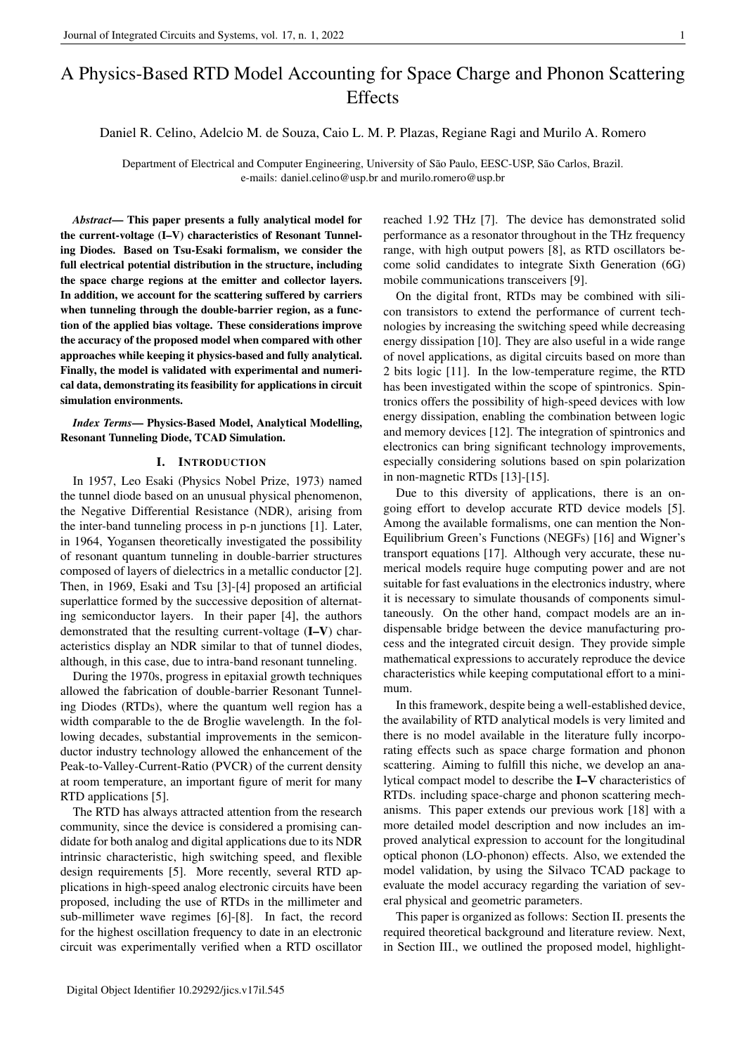# A Physics-Based RTD Model Accounting for Space Charge and Phonon Scattering Effects

Daniel R. Celino, Adelcio M. de Souza, Caio L. M. P. Plazas, Regiane Ragi and Murilo A. Romero

Department of Electrical and Computer Engineering, University of São Paulo, EESC-USP, São Carlos, Brazil.
e-mails: daniel.celino@usp.br and murilo.romero@usp.br

***Abstract*— This paper presents a fully analytical model for the current-voltage (I–V) characteristics of Resonant Tunneling Diodes. Based on Tsu-Esaki formalism, we consider the full electrical potential distribution in the structure, including the space charge regions at the emitter and collector layers. In addition, we account for the scattering suffered by carriers when tunneling through the double-barrier region, as a function of the applied bias voltage. These considerations improve the accuracy of the proposed model when compared with other approaches while keeping it physics-based and fully analytical. Finally, the model is validated with experimental and numerical data, demonstrating its feasibility for applications in circuit simulation environments.**

***Index Terms*— Physics-Based Model, Analytical Modelling, Resonant Tunneling Diode, TCAD Simulation.**

## I. Introduction

In 1957, Leo Esaki (Physics Nobel Prize, 1973) named the tunnel diode based on an unusual physical phenomenon, the Negative Differential Resistance (NDR), arising from the inter-band tunneling process in p-n junctions [1]. Later, in 1964, Yogansen theoretically investigated the possibility of resonant quantum tunneling in double-barrier structures composed of layers of dielectrics in a metallic conductor [2]. Then, in 1969, Esaki and Tsu [3]-[4] proposed an artificial superlattice formed by the successive deposition of alternating semiconductor layers. In their paper [4], the authors demonstrated that the resulting current-voltage (**I–V**) characteristics display an NDR similar to that of tunnel diodes, although, in this case, due to intra-band resonant tunneling.

During the 1970s, progress in epitaxial growth techniques allowed the fabrication of double-barrier Resonant Tunneling Diodes (RTDs), where the quantum well region has a width comparable to the de Broglie wavelength. In the following decades, substantial improvements in the semiconductor industry technology allowed the enhancement of the Peak-to-Valley-Current-Ratio (PVCR) of the current density at room temperature, an important figure of merit for many RTD applications [5].

The RTD has always attracted attention from the research community, since the device is considered a promising candidate for both analog and digital applications due to its NDR intrinsic characteristic, high switching speed, and flexible design requirements [5]. More recently, several RTD applications in high-speed analog electronic circuits have been proposed, including the use of RTDs in the millimeter and sub-millimeter wave regimes [6]-[8]. In fact, the record for the highest oscillation frequency to date in an electronic circuit was experimentally verified when a RTD oscillator reached 1.92 THz [7]. The device has demonstrated solid performance as a resonator throughout in the THz frequency range, with high output powers [8], as RTD oscillators become solid candidates to integrate Sixth Generation (6G) mobile communications transceivers [9].

On the digital front, RTDs may be combined with silicon transistors to extend the performance of current technologies by increasing the switching speed while decreasing energy dissipation [10]. They are also useful in a wide range of novel applications, as digital circuits based on more than 2 bits logic [11]. In the low-temperature regime, the RTD has been investigated within the scope of spintronics. Spintronics offers the possibility of high-speed devices with low energy dissipation, enabling the combination between logic and memory devices [12]. The integration of spintronics and electronics can bring significant technology improvements, especially considering solutions based on spin polarization in non-magnetic RTDs [13]-[15].

Due to this diversity of applications, there is an ongoing effort to develop accurate RTD device models [5]. Among the available formalisms, one can mention the Non-Equilibrium Green's Functions (NEGFs) [16] and Wigner's transport equations [17]. Although very accurate, these numerical models require huge computing power and are not suitable for fast evaluations in the electronics industry, where it is necessary to simulate thousands of components simultaneously. On the other hand, compact models are an indispensable bridge between the device manufacturing process and the integrated circuit design. They provide simple mathematical expressions to accurately reproduce the device characteristics while keeping computational effort to a minimum.

In this framework, despite being a well-established device, the availability of RTD analytical models is very limited and there is no model available in the literature fully incorporating effects such as space charge formation and phonon scattering. Aiming to fulfill this niche, we develop an analytical compact model to describe the **I–V** characteristics of RTDs. including space-charge and phonon scattering mechanisms. This paper extends our previous work [18] with a more detailed model description and now includes an improved analytical expression to account for the longitudinal optical phonon (LO-phonon) effects. Also, we extended the model validation, by using the Silvaco TCAD package to evaluate the model accuracy regarding the variation of several physical and geometric parameters.

This paper is organized as follows: Section II. presents the required theoretical background and literature review. Next, in Section III., we outlined the proposed model, highlight-

Digital Object Identifier 10.29292/jics.v17il.545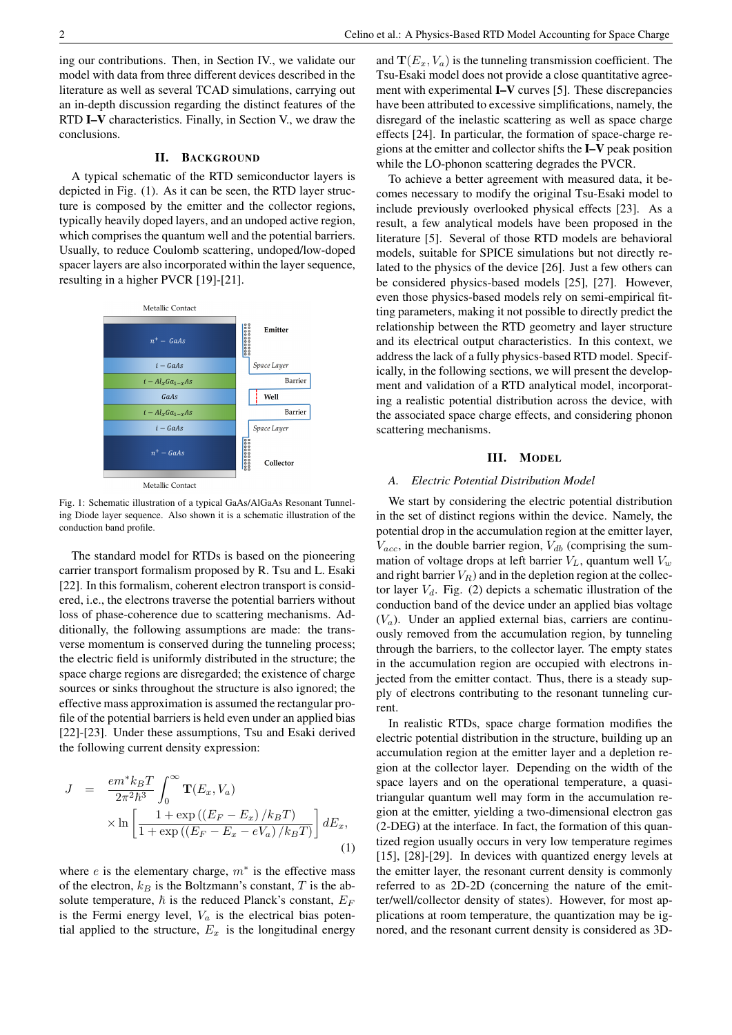ing our contributions. Then, in Section IV., we validate our model with data from three different devices described in the literature as well as several TCAD simulations, carrying out an in-depth discussion regarding the distinct features of the RTD **I–V** characteristics. Finally, in Section V., we draw the conclusions.

## II. Background

A typical schematic of the RTD semiconductor layers is depicted in Fig. (1). As it can be seen, the RTD layer structure is composed by the emitter and the collector regions, typically heavily doped layers, and an undoped active region, which comprises the quantum well and the potential barriers. Usually, to reduce Coulomb scattering, undoped/low-doped spacer layers are also incorporated within the layer sequence, resulting in a higher PVCR [19]-[21].

Fig. 1: Schematic illustration of a typical GaAs/AlGaAs Resonant Tunneling Diode layer sequence. Also shown it is a schematic illustration of the conduction band profile.

The standard model for RTDs is based on the pioneering carrier transport formalism proposed by R. Tsu and L. Esaki [22]. In this formalism, coherent electron transport is considered, i.e., the electrons traverse the potential barriers without loss of phase-coherence due to scattering mechanisms. Additionally, the following assumptions are made: the transverse momentum is conserved during the tunneling process; the electric field is uniformly distributed in the structure; the space charge regions are disregarded; the existence of charge sources or sinks throughout the structure is also ignored; the effective mass approximation is assumed the rectangular profile of the potential barriers is held even under an applied bias [22]-[23]. Under these assumptions, Tsu and Esaki derived the following current density expression:

$$
\begin{aligned}
J &= \frac{em^* k_B T}{2\pi^2 \hbar^3} \int_0^\infty \mathbf{T}(E_x, V_a) \\
&\quad \times \ln\left[\frac{1+\exp\left((E_F - E_x)/k_B T\right)}{1+\exp\left((E_F - E_x - eV_a)/k_B T\right)}\right] dE_x, \qquad (1)
\end{aligned}
$$

where $e$ is the elementary charge, $m^*$ is the effective mass of the electron, $k_B$ is the Boltzmann's constant, $T$ is the absolute temperature, $\hbar$ is the reduced Planck's constant, $E_F$ is the Fermi energy level, $V_a$ is the electrical bias potential applied to the structure, $E_x$ is the longitudinal energy and $\mathbf{T}(E_x, V_a)$ is the tunneling transmission coefficient. The Tsu-Esaki model does not provide a close quantitative agreement with experimental **I–V** curves [5]. These discrepancies have been attributed to excessive simplifications, namely, the disregard of the inelastic scattering as well as space charge effects [24]. In particular, the formation of space-charge regions at the emitter and collector shifts the **I–V** peak position while the LO-phonon scattering degrades the PVCR.

To achieve a better agreement with measured data, it becomes necessary to modify the original Tsu-Esaki model to include previously overlooked physical effects [23]. As a result, a few analytical models have been proposed in the literature [5]. Several of those RTD models are behavioral models, suitable for SPICE simulations but not directly related to the physics of the device [26]. Just a few others can be considered physics-based models [25], [27]. However, even those physics-based models rely on semi-empirical fitting parameters, making it not possible to directly predict the relationship between the RTD geometry and layer structure and its electrical output characteristics. In this context, we address the lack of a fully physics-based RTD model. Specifically, in the following sections, we will present the development and validation of a RTD analytical model, incorporating a realistic potential distribution across the device, with the associated space charge effects, and considering phonon scattering mechanisms.

## III. Model

### A. Electric Potential Distribution Model

We start by considering the electric potential distribution in the set of distinct regions within the device. Namely, the potential drop in the accumulation region at the emitter layer, $V_{acc}$, in the double barrier region, $V_{db}$ (comprising the summation of voltage drops at left barrier $V_L$, quantum well $V_w$ and right barrier $V_R$) and in the depletion region at the collector layer $V_d$. Fig. (2) depicts a schematic illustration of the conduction band of the device under an applied bias voltage ($V_a$). Under an applied external bias, carriers are continuously removed from the accumulation region, by tunneling through the barriers, to the collector layer. The empty states in the accumulation region are occupied with electrons injected from the emitter contact. Thus, there is a steady supply of electrons contributing to the resonant tunneling current.

In realistic RTDs, space charge formation modifies the electric potential distribution in the structure, building up an accumulation region at the emitter layer and a depletion region at the collector layer. Depending on the width of the space layers and on the operational temperature, a quasi-triangular quantum well may form in the accumulation region at the emitter, yielding a two-dimensional electron gas (2-DEG) at the interface. In fact, the formation of this quantized region usually occurs in very low temperature regimes [15], [28]-[29]. In devices with quantized energy levels at the emitter layer, the resonant current density is commonly referred to as 2D-2D (concerning the nature of the emitter/well/collector density of states). However, for most applications at room temperature, the quantization may be ignored, and the resonant current density is considered as 3D-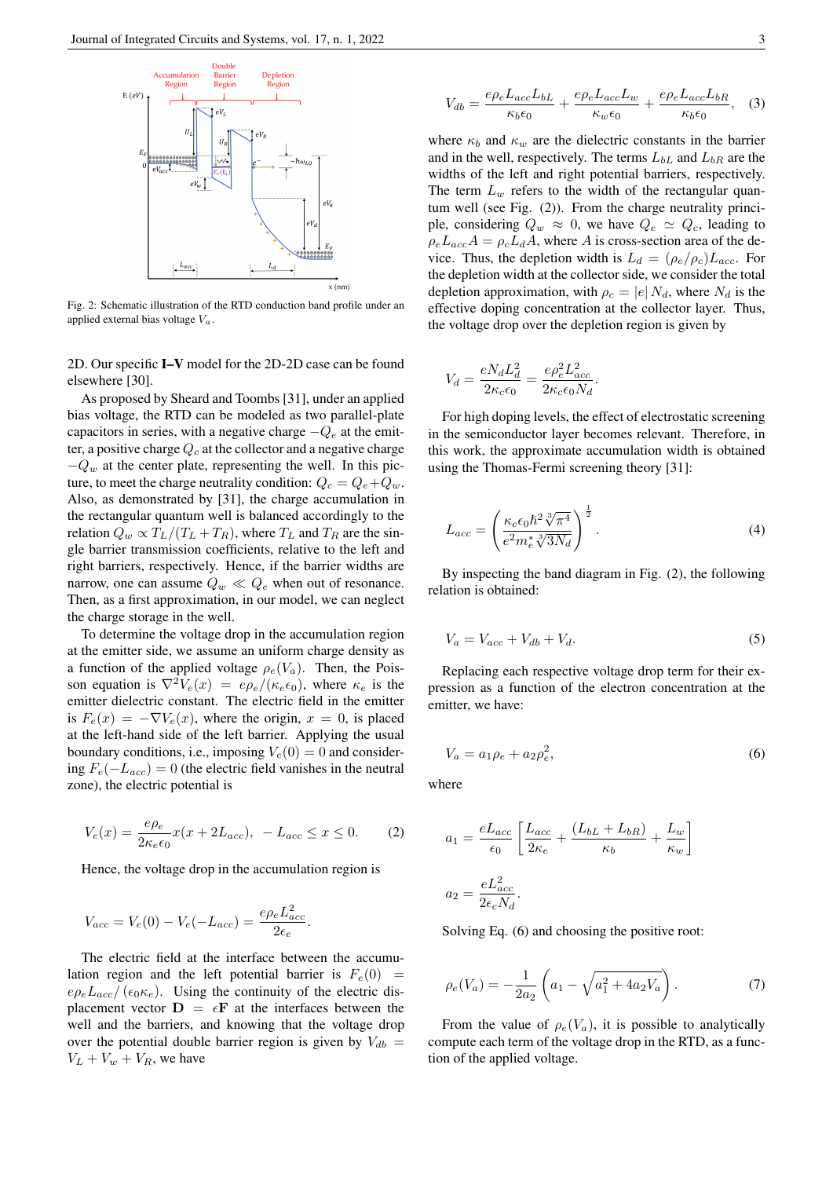Fig. 2: Schematic illustration of the RTD conduction band profile under an applied external bias voltage $V_a$.

2D. Our specific **I–V** model for the 2D-2D case can be found elsewhere [30].

As proposed by Sheard and Toombs [31], under an applied bias voltage, the RTD can be modeled as two parallel-plate capacitors in series, with a negative charge $-Q_e$ at the emitter, a positive charge $Q_c$ at the collector and a negative charge $-Q_w$ at the center plate, representing the well. In this picture, to meet the charge neutrality condition: $Q_c = Q_e + Q_w$. Also, as demonstrated by [31], the charge accumulation in the rectangular quantum well is balanced accordingly to the relation $Q_w \propto T_L/(T_L + T_R)$, where $T_L$ and $T_R$ are the single barrier transmission coefficients, relative to the left and right barriers, respectively. Hence, if the barrier widths are narrow, one can assume $Q_w \ll Q_e$ when out of resonance. Then, as a first approximation, in our model, we can neglect the charge storage in the well.

To determine the voltage drop in the accumulation region at the emitter side, we assume an uniform charge density as a function of the applied voltage $\rho_e(V_a)$. Then, the Poisson equation is $\nabla^2 V_e(x) = e\rho_e/(\kappa_e\epsilon_0)$, where $\kappa_e$ is the emitter dielectric constant. The electric field in the emitter is $F_e(x) = -\nabla V_e(x)$, where the origin, $x = 0$, is placed at the left-hand side of the left barrier. Applying the usual boundary conditions, i.e., imposing $V_e(0) = 0$ and considering $F_e(-L_{acc}) = 0$ (the electric field vanishes in the neutral zone), the electric potential is

$$V_e(x) = \frac{e\rho_e}{2\kappa_e\epsilon_0} x(x + 2L_{acc}), \quad -L_{acc} \leq x \leq 0. \tag{2}$$

Hence, the voltage drop in the accumulation region is

$$V_{acc} = V_e(0) - V_e(-L_{acc}) = \frac{e\rho_e L_{acc}^2}{2\epsilon_e}.$$

The electric field at the interface between the accumulation region and the left potential barrier is $F_e(0) = e\rho_e L_{acc}/(\epsilon_0\kappa_e)$. Using the continuity of the electric displacement vector $\mathbf{D} = \epsilon\mathbf{F}$ at the interfaces between the well and the barriers, and knowing that the voltage drop over the potential double barrier region is given by $V_{db} = V_L + V_w + V_R$, we have

$$V_{db} = \frac{e\rho_e L_{acc} L_{bL}}{\kappa_b\epsilon_0} + \frac{e\rho_e L_{acc} L_w}{\kappa_w\epsilon_0} + \frac{e\rho_e L_{acc} L_{bR}}{\kappa_b\epsilon_0}, \tag{3}$$

where $\kappa_b$ and $\kappa_w$ are the dielectric constants in the barrier and in the well, respectively. The terms $L_{bL}$ and $L_{bR}$ are the widths of the left and right potential barriers, respectively. The term $L_w$ refers to the width of the rectangular quantum well (see Fig. (2)). From the charge neutrality principle, considering $Q_w \approx 0$, we have $Q_e \simeq Q_c$, leading to $\rho_e L_{acc} A = \rho_c L_d A$, where $A$ is cross-section area of the device. Thus, the depletion width is $L_d = (\rho_e/\rho_c)L_{acc}$. For the depletion width at the collector side, we consider the total depletion approximation, with $\rho_c = |e| N_d$, where $N_d$ is the effective doping concentration at the collector layer. Thus, the voltage drop over the depletion region is given by

$$V_d = \frac{eN_d L_d^2}{2\kappa_c\epsilon_0} = \frac{e\rho_e^2 L_{acc}^2}{2\kappa_c\epsilon_0 N_d}.$$

For high doping levels, the effect of electrostatic screening in the semiconductor layer becomes relevant. Therefore, in this work, the approximate accumulation width is obtained using the Thomas-Fermi screening theory [31]:

$$L_{acc} = \left(\frac{\kappa_c\epsilon_0\hbar^2\sqrt[3]{\pi^4}}{e^2 m_e^* \sqrt[3]{3N_d}}\right)^{\frac{1}{2}}. \tag{4}$$

By inspecting the band diagram in Fig. (2), the following relation is obtained:

$$V_a = V_{acc} + V_{db} + V_d. \tag{5}$$

Replacing each respective voltage drop term for their expression as a function of the electron concentration at the emitter, we have:

$$V_a = a_1\rho_e + a_2\rho_e^2, \tag{6}$$

where

$$a_1 = \frac{eL_{acc}}{\epsilon_0}\left[\frac{L_{acc}}{2\kappa_e} + \frac{(L_{bL} + L_{bR})}{\kappa_b} + \frac{L_w}{\kappa_w}\right]$$

$$a_2 = \frac{eL_{acc}^2}{2\epsilon_c N_d}.$$

Solving Eq. (6) and choosing the positive root:

$$\rho_e(V_a) = -\frac{1}{2a_2}\left(a_1 - \sqrt{a_1^2 + 4a_2 V_a}\right). \tag{7}$$

From the value of $\rho_e(V_a)$, it is possible to analytically compute each term of the voltage drop in the RTD, as a function of the applied voltage.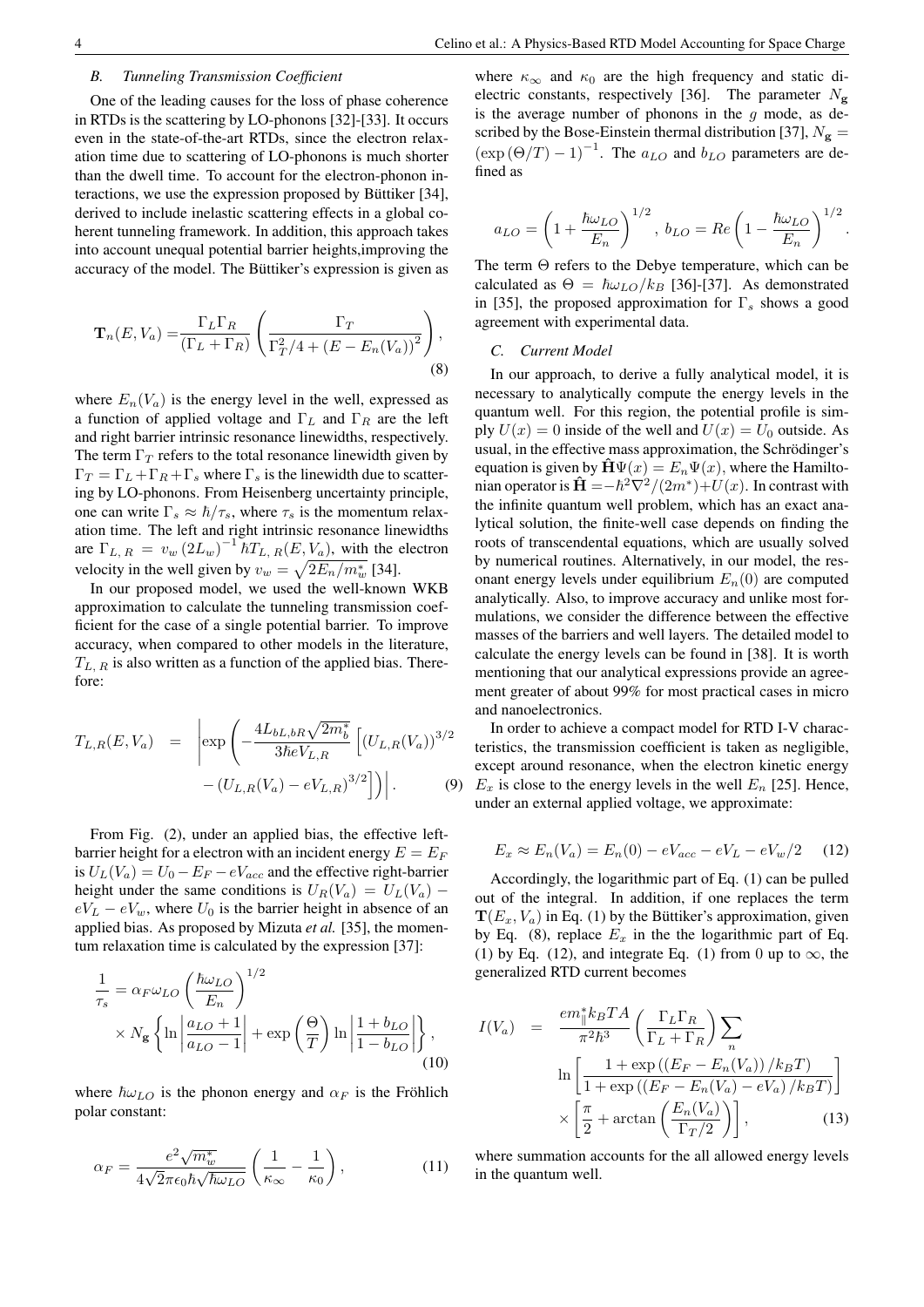### B. Tunneling Transmission Coefficient

One of the leading causes for the loss of phase coherence in RTDs is the scattering by LO-phonons [32]-[33]. It occurs even in the state-of-the-art RTDs, since the electron relaxation time due to scattering of LO-phonons is much shorter than the dwell time. To account for the electron-phonon interactions, we use the expression proposed by Büttiker [34], derived to include inelastic scattering effects in a global coherent tunneling framework. In addition, this approach takes into account unequal potential barrier heights,improving the accuracy of the model. The Büttiker's expression is given as

$$\mathbf{T}_n(E, V_a) = \frac{\Gamma_L \Gamma_R}{(\Gamma_L + \Gamma_R)} \left( \frac{\Gamma_T}{\Gamma_T^2/4 + (E - E_n(V_a))^2} \right), \tag{8}$$

where $E_n(V_a)$ is the energy level in the well, expressed as a function of applied voltage and $\Gamma_L$ and $\Gamma_R$ are the left and right barrier intrinsic resonance linewidths, respectively. The term $\Gamma_T$ refers to the total resonance linewidth given by $\Gamma_T = \Gamma_L + \Gamma_R + \Gamma_s$ where $\Gamma_s$ is the linewidth due to scattering by LO-phonons. From Heisenberg uncertainty principle, one can write $\Gamma_s \approx \hbar/\tau_s$, where $\tau_s$ is the momentum relaxation time. The left and right intrinsic resonance linewidths are $\Gamma_{L,\,R} = v_w\,(2L_w)^{-1}\,\hbar T_{L,\,R}(E, V_a)$, with the electron velocity in the well given by $v_w = \sqrt{2E_n/m_w^*}$ [34].

In our proposed model, we used the well-known WKB approximation to calculate the tunneling transmission coefficient for the case of a single potential barrier. To improve accuracy, when compared to other models in the literature, $T_{L,\,R}$ is also written as a function of the applied bias. Therefore:

$$T_{L,R}(E, V_a) = \left| \exp\left( -\frac{4L_{bL,bR}\sqrt{2m_b^*}}{3\hbar e V_{L,R}} \left[ (U_{L,R}(V_a))^{3/2} - (U_{L,R}(V_a) - eV_{L,R})^{3/2} \right] \right) \right|. \tag{9}$$

From Fig. (2), under an applied bias, the effective left-barrier height for a electron with an incident energy $E = E_F$ is $U_L(V_a) = U_0 - E_F - eV_{acc}$ and the effective right-barrier height under the same conditions is $U_R(V_a) = U_L(V_a) - eV_L - eV_w$, where $U_0$ is the barrier height in absence of an applied bias. As proposed by Mizuta *et al.* [35], the momentum relaxation time is calculated by the expression [37]:

$$\frac{1}{\tau_s} = \alpha_F \omega_{LO} \left( \frac{\hbar\omega_{LO}}{E_n} \right)^{1/2} \times N_{\mathbf{g}} \left\{ \ln\left| \frac{a_{LO}+1}{a_{LO}-1} \right| + \exp\left( \frac{\Theta}{T} \right) \ln\left| \frac{1+b_{LO}}{1-b_{LO}} \right| \right\}, \tag{10}$$

where $\hbar\omega_{LO}$ is the phonon energy and $\alpha_F$ is the Fröhlich polar constant:

$$\alpha_F = \frac{e^2\sqrt{m_w^*}}{4\sqrt{2}\pi\epsilon_0\hbar\sqrt{\hbar\omega_{LO}}} \left( \frac{1}{\kappa_\infty} - \frac{1}{\kappa_0} \right), \tag{11}$$

where $\kappa_\infty$ and $\kappa_0$ are the high frequency and static dielectric constants, respectively [36]. The parameter $N_{\mathbf{g}}$ is the average number of phonons in the $g$ mode, as described by the Bose-Einstein thermal distribution [37], $N_{\mathbf{g}} = (\exp(\Theta/T) - 1)^{-1}$. The $a_{LO}$ and $b_{LO}$ parameters are defined as

$$a_{LO} = \left( 1 + \frac{\hbar\omega_{LO}}{E_n} \right)^{1/2},\ b_{LO} = Re\left( 1 - \frac{\hbar\omega_{LO}}{E_n} \right)^{1/2}.$$

The term $\Theta$ refers to the Debye temperature, which can be calculated as $\Theta = \hbar\omega_{LO}/k_B$ [36]-[37]. As demonstrated in [35], the proposed approximation for $\Gamma_s$ shows a good agreement with experimental data.

### C. Current Model

In our approach, to derive a fully analytical model, it is necessary to analytically compute the energy levels in the quantum well. For this region, the potential profile is simply $U(x) = 0$ inside of the well and $U(x) = U_0$ outside. As usual, in the effective mass approximation, the Schrödinger's equation is given by $\hat{\mathbf{H}}\Psi(x) = E_n\Psi(x)$, where the Hamiltonian operator is $\hat{\mathbf{H}} = -\hbar^2\nabla^2/(2m^*) + U(x)$. In contrast with the infinite quantum well problem, which has an exact analytical solution, the finite-well case depends on finding the roots of transcendental equations, which are usually solved by numerical routines. Alternatively, in our model, the resonant energy levels under equilibrium $E_n(0)$ are computed analytically. Also, to improve accuracy and unlike most formulations, we consider the difference between the effective masses of the barriers and well layers. The detailed model to calculate the energy levels can be found in [38]. It is worth mentioning that our analytical expressions provide an agreement greater of about 99% for most practical cases in micro and nanoelectronics.

In order to achieve a compact model for RTD I-V characteristics, the transmission coefficient is taken as negligible, except around resonance, when the electron kinetic energy $E_x$ is close to the energy levels in the well $E_n$ [25]. Hence, under an external applied voltage, we approximate:

$$E_x \approx E_n(V_a) = E_n(0) - eV_{acc} - eV_L - eV_w/2 \tag{12}$$

Accordingly, the logarithmic part of Eq. (1) can be pulled out of the integral. In addition, if one replaces the term $\mathbf{T}(E_x, V_a)$ in Eq. (1) by the Büttiker's approximation, given by Eq. (8), replace $E_x$ in the the logarithmic part of Eq. (1) by Eq. (12), and integrate Eq. (1) from 0 up to $\infty$, the generalized RTD current becomes

$$I(V_a) = \frac{em_\parallel^* k_B T A}{\pi^2\hbar^3} \left( \frac{\Gamma_L\Gamma_R}{\Gamma_L + \Gamma_R} \right) \sum_n \ln\left[ \frac{1 + \exp\left((E_F - E_n(V_a))/k_BT\right)}{1 + \exp\left((E_F - E_n(V_a) - eV_a)/k_BT\right)} \right] \times \left[ \frac{\pi}{2} + \arctan\left( \frac{E_n(V_a)}{\Gamma_T/2} \right) \right], \tag{13}$$

where summation accounts for the all allowed energy levels in the quantum well.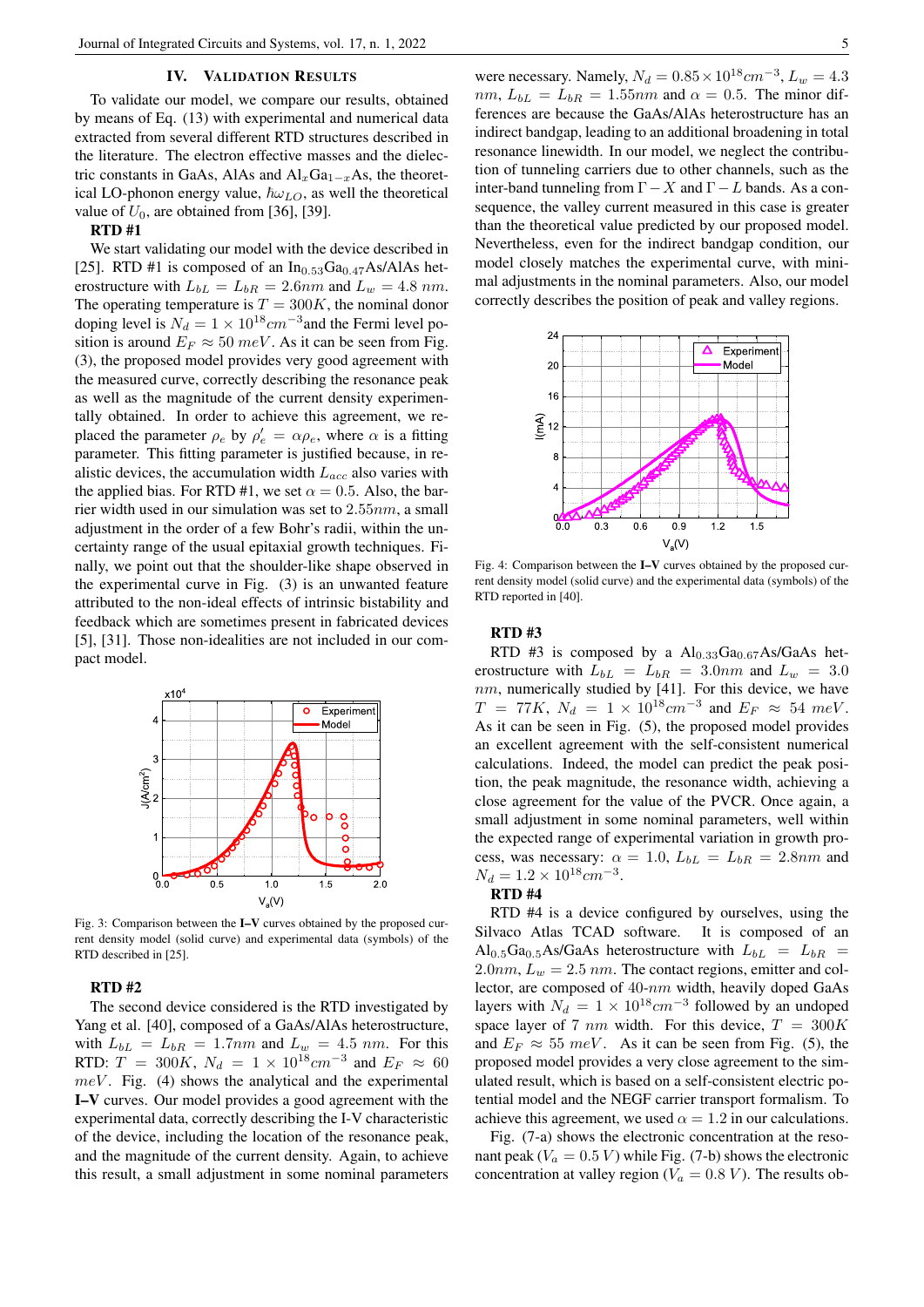## IV. Validation Results

To validate our model, we compare our results, obtained by means of Eq. (13) with experimental and numerical data extracted from several different RTD structures described in the literature. The electron effective masses and the dielectric constants in GaAs, AlAs and $Al_xGa_{1-x}As$, the theoretical LO-phonon energy value, $\hbar\omega_{LO}$, as well the theoretical value of $U_0$, are obtained from [36], [39].

**RTD #1**

We start validating our model with the device described in [25]. RTD #1 is composed of an $In_{0.53}Ga_{0.47}As/AlAs$ heterostructure with $L_{bL} = L_{bR} = 2.6nm$ and $L_w = 4.8\ nm$. The operating temperature is $T = 300K$, the nominal donor doping level is $N_d = 1 \times 10^{18} cm^{-3}$and the Fermi level position is around $E_F \approx 50\ meV$. As it can be seen from Fig. (3), the proposed model provides very good agreement with the measured curve, correctly describing the resonance peak as well as the magnitude of the current density experimentally obtained. In order to achieve this agreement, we replaced the parameter $\rho_e$ by $\rho_e' = \alpha\rho_e$, where $\alpha$ is a fitting parameter. This fitting parameter is justified because, in realistic devices, the accumulation width $L_{acc}$ also varies with the applied bias. For RTD #1, we set $\alpha = 0.5$. Also, the barrier width used in our simulation was set to $2.55nm$, a small adjustment in the order of a few Bohr's radii, within the uncertainty range of the usual epitaxial growth techniques. Finally, we point out that the shoulder-like shape observed in the experimental curve in Fig. (3) is an unwanted feature attributed to the non-ideal effects of intrinsic bistability and feedback which are sometimes present in fabricated devices [5], [31]. Those non-idealities are not included in our compact model.

Fig. 3: Comparison between the **I–V** curves obtained by the proposed current density model (solid curve) and experimental data (symbols) of the RTD described in [25].

**RTD #2**

The second device considered is the RTD investigated by Yang et al. [40], composed of a GaAs/AlAs heterostructure, with $L_{bL} = L_{bR} = 1.7nm$ and $L_w = 4.5\ nm$. For this RTD: $T = 300K$, $N_d = 1 \times 10^{18} cm^{-3}$ and $E_F \approx 60\ meV$. Fig. (4) shows the analytical and the experimental **I–V** curves. Our model provides a good agreement with the experimental data, correctly describing the I-V characteristic of the device, including the location of the resonance peak, and the magnitude of the current density. Again, to achieve this result, a small adjustment in some nominal parameters were necessary. Namely, $N_d = 0.85 \times 10^{18} cm^{-3}$, $L_w = 4.3\ nm$, $L_{bL} = L_{bR} = 1.55nm$ and $\alpha = 0.5$. The minor differences are because the GaAs/AlAs heterostructure has an indirect bandgap, leading to an additional broadening in total resonance linewidth. In our model, we neglect the contribution of tunneling carriers due to other channels, such as the inter-band tunneling from $\Gamma - X$ and $\Gamma - L$ bands. As a consequence, the valley current measured in this case is greater than the theoretical value predicted by our proposed model. Nevertheless, even for the indirect bandgap condition, our model closely matches the experimental curve, with minimal adjustments in the nominal parameters. Also, our model correctly describes the position of peak and valley regions.

Fig. 4: Comparison between the **I–V** curves obtained by the proposed current density model (solid curve) and the experimental data (symbols) of the RTD reported in [40].

**RTD #3**

RTD #3 is composed by a $Al_{0.33}Ga_{0.67}As/GaAs$ heterostructure with $L_{bL} = L_{bR} = 3.0nm$ and $L_w = 3.0\ nm$, was numerically studied by [41]. For this device, we have $T = 77K$, $N_d = 1 \times 10^{18} cm^{-3}$ and $E_F \approx 54\ meV$. As it can be seen in Fig. (5), the proposed model provides an excellent agreement with the self-consistent numerical calculations. Indeed, the model can predict the peak position, the peak magnitude, the resonance width, achieving a close agreement for the value of the PVCR. Once again, a small adjustment in some nominal parameters, well within the expected range of experimental variation in growth process, was necessary: $\alpha = 1.0$, $L_{bL} = L_{bR} = 2.8nm$ and $N_d = 1.2 \times 10^{18} cm^{-3}$.

**RTD #4**

RTD #4 is a device configured by ourselves, using the Silvaco Atlas TCAD software. It is composed of an $Al_{0.5}Ga_{0.5}As/GaAs$ heterostructure with $L_{bL} = L_{bR} = 2.0nm$, $L_w = 2.5\ nm$. The contact regions, emitter and collector, are composed of $40$-$nm$ width, heavily doped GaAs layers with $N_d = 1 \times 10^{18} cm^{-3}$ followed by an undoped space layer of $7\ nm$ width. For this device, $T = 300K$ and $E_F \approx 55\ meV$. As it can be seen from Fig. (5), the proposed model provides a very close agreement to the simulated result, which is based on a self-consistent electric potential model and the NEGF carrier transport formalism. To achieve this agreement, we used $\alpha = 1.2$ in our calculations.

Fig. (7-a) shows the electronic concentration at the resonant peak ($V_a = 0.5\ V$) while Fig. (7-b) shows the electronic concentration at valley region ($V_a = 0.8\ V$). The results ob-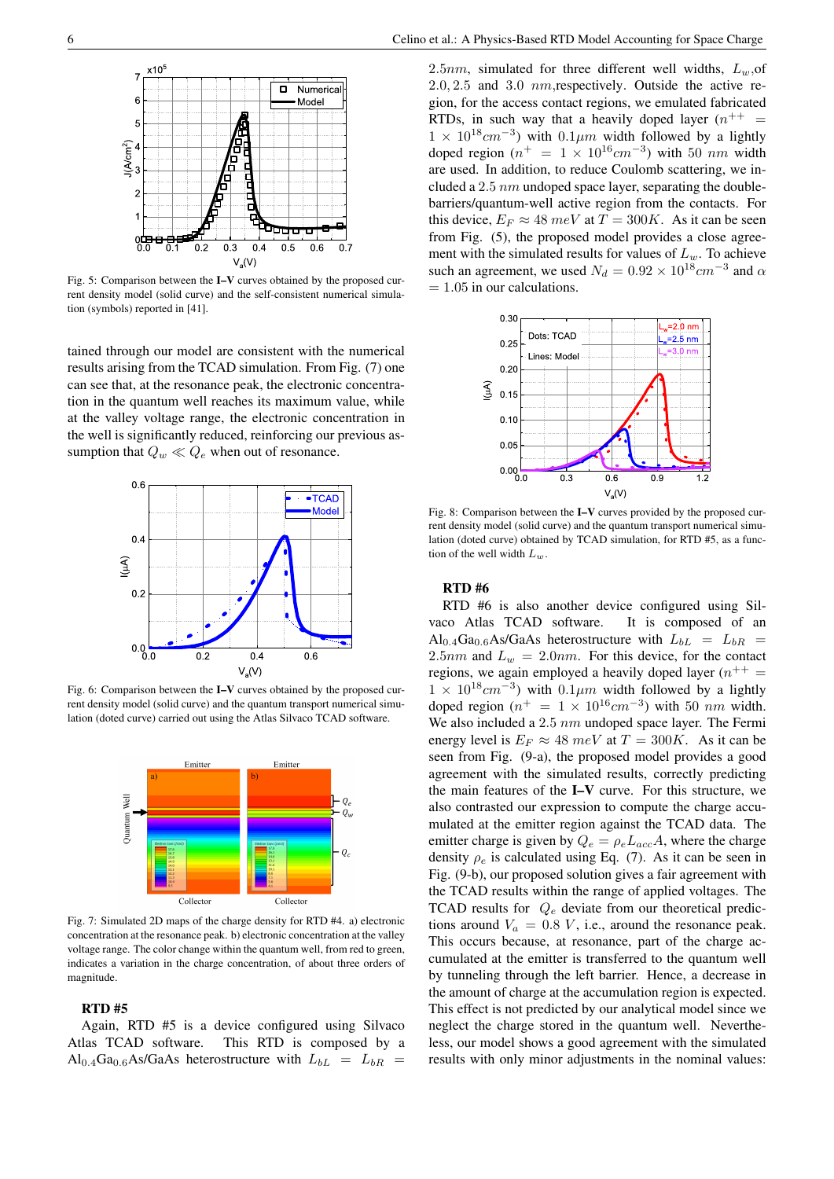Fig. 5: Comparison between the **I–V** curves obtained by the proposed current density model (solid curve) and the self-consistent numerical simulation (symbols) reported in [41].

tained through our model are consistent with the numerical results arising from the TCAD simulation. From Fig. (7) one can see that, at the resonance peak, the electronic concentration in the quantum well reaches its maximum value, while at the valley voltage range, the electronic concentration in the well is significantly reduced, reinforcing our previous assumption that $Q_w \ll Q_e$ when out of resonance.

Fig. 6: Comparison between the **I–V** curves obtained by the proposed current density model (solid curve) and the quantum transport numerical simulation (doted curve) carried out using the Atlas Silvaco TCAD software.

Fig. 7: Simulated 2D maps of the charge density for RTD #4. a) electronic concentration at the resonance peak. b) electronic concentration at the valley voltage range. The color change within the quantum well, from red to green, indicates a variation in the charge concentration, of about three orders of magnitude.

### RTD #5

Again, RTD #5 is a device configured using Silvaco Atlas TCAD software. This RTD is composed by a $Al_{0.4}Ga_{0.6}As/GaAs$ heterostructure with $L_{bL} = L_{bR} = 2.5nm$, simulated for three different well widths, $L_w$,of $2.0, 2.5$ and $3.0$ $nm$,respectively. Outside the active region, for the access contact regions, we emulated fabricated RTDs, in such way that a heavily doped layer ($n^{++} = 1 \times 10^{18} cm^{-3}$) with $0.1\mu m$ width followed by a lightly doped region ($n^{+} = 1 \times 10^{16} cm^{-3}$) with $50$ $nm$ width are used. In addition, to reduce Coulomb scattering, we included a $2.5$ $nm$ undoped space layer, separating the double-barriers/quantum-well active region from the contacts. For this device, $E_F \approx 48$ $meV$ at $T = 300K$. As it can be seen from Fig. (5), the proposed model provides a close agreement with the simulated results for values of $L_w$. To achieve such an agreement, we used $N_d = 0.92 \times 10^{18} cm^{-3}$ and $\alpha = 1.05$ in our calculations.

Fig. 8: Comparison between the **I–V** curves provided by the proposed current density model (solid curve) and the quantum transport numerical simulation (doted curve) obtained by TCAD simulation, for RTD #5, as a function of the well width $L_w$.

### RTD #6

RTD #6 is also another device configured using Silvaco Atlas TCAD software. It is composed of an $Al_{0.4}Ga_{0.6}As/GaAs$ heterostructure with $L_{bL} = L_{bR} = 2.5nm$ and $L_w = 2.0nm$. For this device, for the contact regions, we again employed a heavily doped layer ($n^{++} = 1 \times 10^{18} cm^{-3}$) with $0.1\mu m$ width followed by a lightly doped region ($n^{+} = 1 \times 10^{16} cm^{-3}$) with $50$ $nm$ width. We also included a $2.5$ $nm$ undoped space layer. The Fermi energy level is $E_F \approx 48$ $meV$ at $T = 300K$. As it can be seen from Fig. (9-a), the proposed model provides a good agreement with the simulated results, correctly predicting the main features of the **I–V** curve. For this structure, we also contrasted our expression to compute the charge accumulated at the emitter region against the TCAD data. The emitter charge is given by $Q_e = \rho_e L_{acc} A$, where the charge density $\rho_e$ is calculated using Eq. (7). As it can be seen in Fig. (9-b), our proposed solution gives a fair agreement with the TCAD results within the range of applied voltages. The TCAD results for $Q_e$ deviate from our theoretical predictions around $V_a = 0.8$ $V$, i.e., around the resonance peak. This occurs because, at resonance, part of the charge accumulated at the emitter is transferred to the quantum well by tunneling through the left barrier. Hence, a decrease in the amount of charge at the accumulation region is expected. This effect is not predicted by our analytical model since we neglect the charge stored in the quantum well. Nevertheless, our model shows a good agreement with the simulated results with only minor adjustments in the nominal values: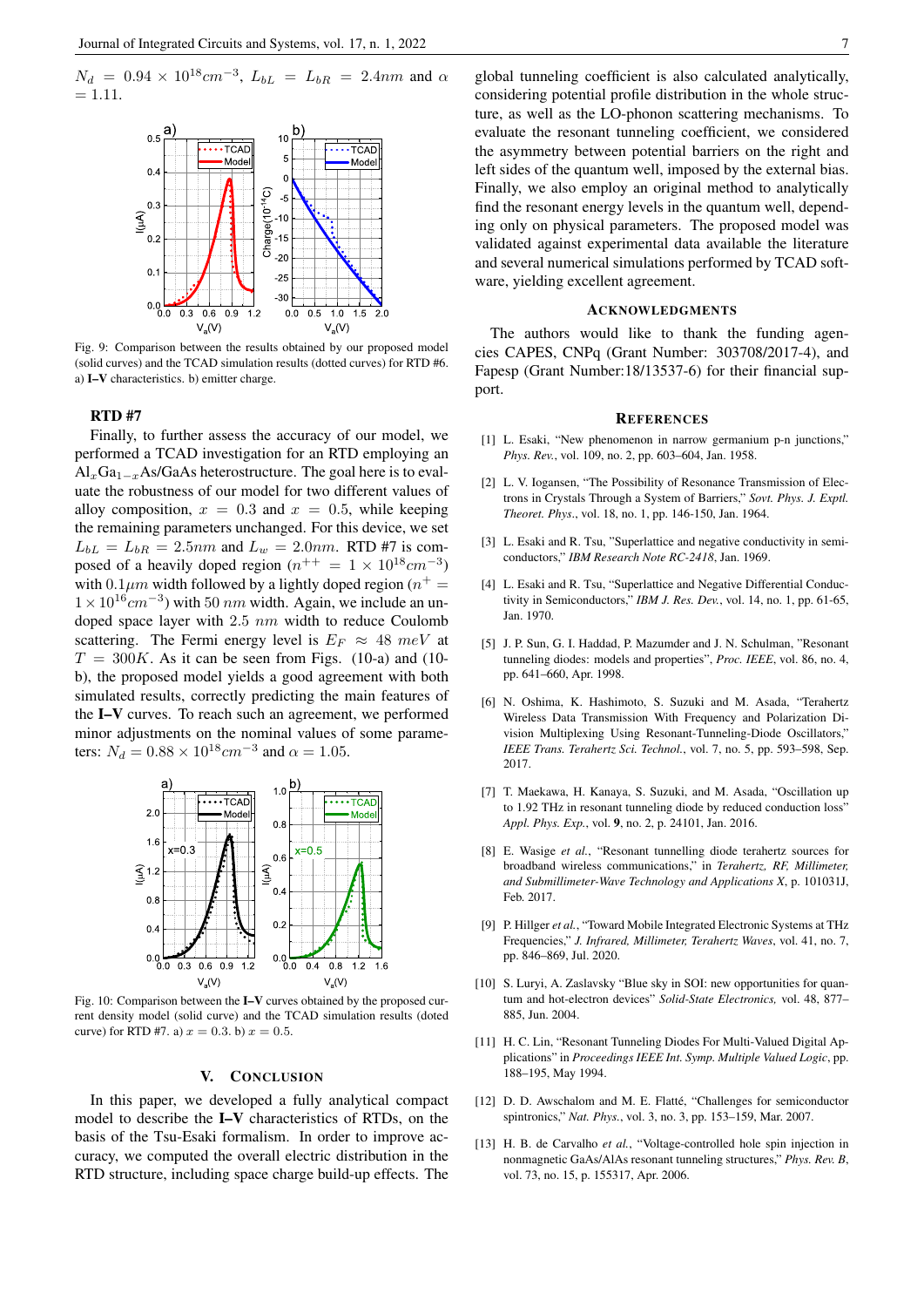$N_d = 0.94 \times 10^{18} cm^{-3}$, $L_{bL} = L_{bR} = 2.4nm$ and $\alpha = 1.11$.

Fig. 9: Comparison between the results obtained by our proposed model (solid curves) and the TCAD simulation results (dotted curves) for RTD #6. a) **I–V** characteristics. b) emitter charge.

### RTD #7

Finally, to further assess the accuracy of our model, we performed a TCAD investigation for an RTD employing an $Al_xGa_{1-x}As$/GaAs heterostructure. The goal here is to evaluate the robustness of our model for two different values of alloy composition, $x = 0.3$ and $x = 0.5$, while keeping the remaining parameters unchanged. For this device, we set $L_{bL} = L_{bR} = 2.5nm$ and $L_w = 2.0nm$. RTD #7 is composed of a heavily doped region ($n^{++} = 1 \times 10^{18}cm^{-3}$) with $0.1\mu m$ width followed by a lightly doped region ($n^{+} = 1 \times 10^{16}cm^{-3}$) with 50 $nm$ width. Again, we include an undoped space layer with 2.5 $nm$ width to reduce Coulomb scattering. The Fermi energy level is $E_F \approx 48$ $meV$ at $T = 300K$. As it can be seen from Figs. (10-a) and (10-b), the proposed model yields a good agreement with both simulated results, correctly predicting the main features of the **I–V** curves. To reach such an agreement, we performed minor adjustments on the nominal values of some parameters: $N_d = 0.88 \times 10^{18} cm^{-3}$ and $\alpha = 1.05$.

Fig. 10: Comparison between the **I–V** curves obtained by the proposed current density model (solid curve) and the TCAD simulation results (doted curve) for RTD #7. a) $x = 0.3$. b) $x = 0.5$.

## V. Conclusion

In this paper, we developed a fully analytical compact model to describe the **I–V** characteristics of RTDs, on the basis of the Tsu-Esaki formalism. In order to improve accuracy, we computed the overall electric distribution in the RTD structure, including space charge build-up effects. The global tunneling coefficient is also calculated analytically, considering potential profile distribution in the whole structure, as well as the LO-phonon scattering mechanisms. To evaluate the resonant tunneling coefficient, we considered the asymmetry between potential barriers on the right and left sides of the quantum well, imposed by the external bias. Finally, we also employ an original method to analytically find the resonant energy levels in the quantum well, depending only on physical parameters. The proposed model was validated against experimental data available the literature and several numerical simulations performed by TCAD software, yielding excellent agreement.

## Acknowledgments

The authors would like to thank the funding agencies CAPES, CNPq (Grant Number: 303708/2017-4), and Fapesp (Grant Number:18/13537-6) for their financial support.

## References

[1] L. Esaki, "New phenomenon in narrow germanium p-n junctions," *Phys. Rev.*, vol. 109, no. 2, pp. 603–604, Jan. 1958.

[2] L. V. Iogansen, "The Possibility of Resonance Transmission of Electrons in Crystals Through a System of Barriers," *Sovt. Phys. J. Exptl. Theoret. Phys.*, vol. 18, no. 1, pp. 146-150, Jan. 1964.

[3] L. Esaki and R. Tsu, "Superlattice and negative conductivity in semiconductors," *IBM Research Note RC-2418*, Jan. 1969.

[4] L. Esaki and R. Tsu, "Superlattice and Negative Differential Conductivity in Semiconductors," *IBM J. Res. Dev.*, vol. 14, no. 1, pp. 61-65, Jan. 1970.

[5] J. P. Sun, G. I. Haddad, P. Mazumder and J. N. Schulman, "Resonant tunneling diodes: models and properties", *Proc. IEEE*, vol. 86, no. 4, pp. 641–660, Apr. 1998.

[6] N. Oshima, K. Hashimoto, S. Suzuki and M. Asada, "Terahertz Wireless Data Transmission With Frequency and Polarization Division Multiplexing Using Resonant-Tunneling-Diode Oscillators," *IEEE Trans. Terahertz Sci. Technol.*, vol. 7, no. 5, pp. 593–598, Sep. 2017.

[7] T. Maekawa, H. Kanaya, S. Suzuki, and M. Asada, "Oscillation up to 1.92 THz in resonant tunneling diode by reduced conduction loss" *Appl. Phys. Exp.*, vol. **9**, no. 2, p. 24101, Jan. 2016.

[8] E. Wasige *et al.*, "Resonant tunnelling diode terahertz sources for broadband wireless communications," in *Terahertz, RF, Millimeter, and Submillimeter-Wave Technology and Applications X*, p. 101031J, Feb. 2017.

[9] P. Hillger *et al.*, "Toward Mobile Integrated Electronic Systems at THz Frequencies," *J. Infrared, Millimeter, Terahertz Waves*, vol. 41, no. 7, pp. 846–869, Jul. 2020.

[10] S. Luryi, A. Zaslavsky "Blue sky in SOI: new opportunities for quantum and hot-electron devices" *Solid-State Electronics,* vol. 48, 877–885, Jun. 2004.

[11] H. C. Lin, "Resonant Tunneling Diodes For Multi-Valued Digital Applications" in *Proceedings IEEE Int. Symp. Multiple Valued Logic*, pp. 188–195, May 1994.

[12] D. D. Awschalom and M. E. Flatté, "Challenges for semiconductor spintronics," *Nat. Phys.*, vol. 3, no. 3, pp. 153–159, Mar. 2007.

[13] H. B. de Carvalho *et al.*, "Voltage-controlled hole spin injection in nonmagnetic GaAs/AlAs resonant tunneling structures," *Phys. Rev. B*, vol. 73, no. 15, p. 155317, Apr. 2006.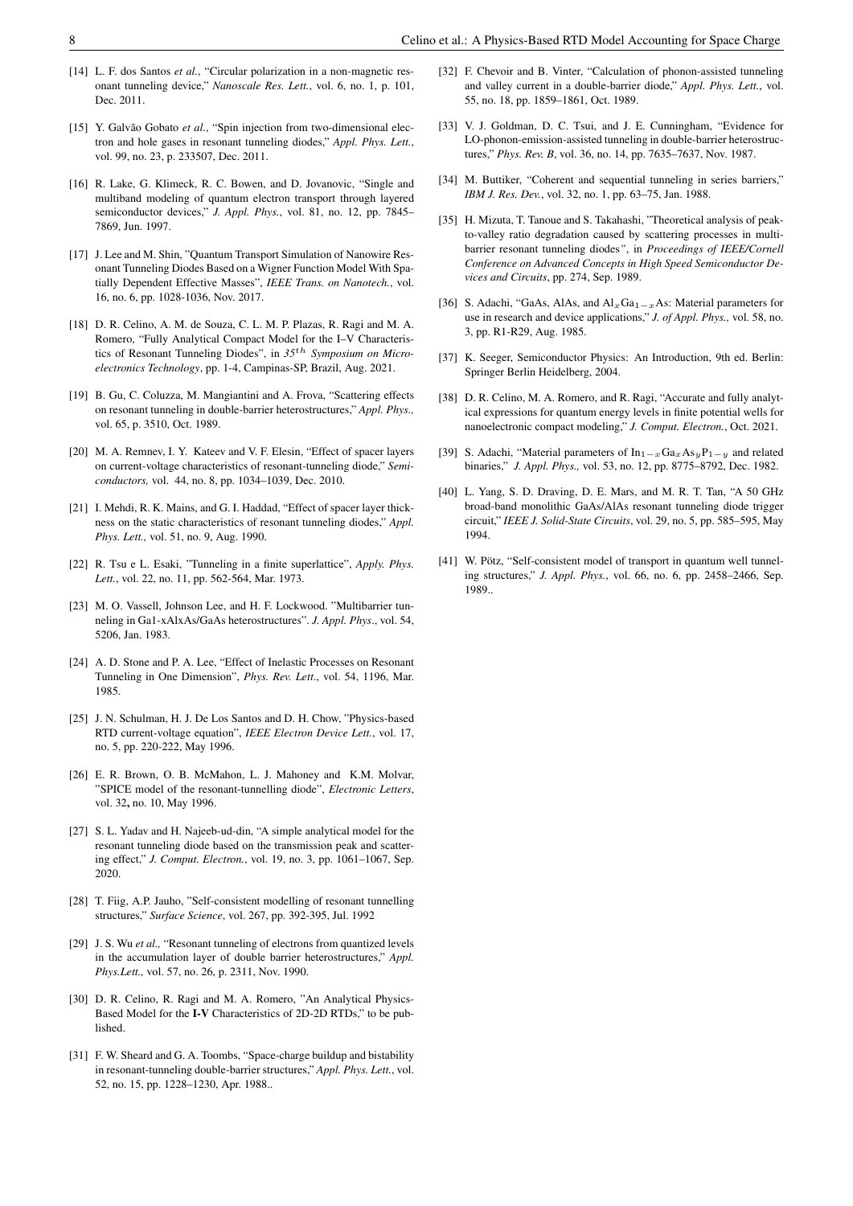[14] L. F. dos Santos *et al.*, "Circular polarization in a non-magnetic resonant tunneling device," *Nanoscale Res. Lett.*, vol. 6, no. 1, p. 101, Dec. 2011.

[15] Y. Galvão Gobato *et al.*, "Spin injection from two-dimensional electron and hole gases in resonant tunneling diodes," *Appl. Phys. Lett.*, vol. 99, no. 23, p. 233507, Dec. 2011.

[16] R. Lake, G. Klimeck, R. C. Bowen, and D. Jovanovic, "Single and multiband modeling of quantum electron transport through layered semiconductor devices," *J. Appl. Phys.*, vol. 81, no. 12, pp. 7845–7869, Jun. 1997.

[17] J. Lee and M. Shin, "Quantum Transport Simulation of Nanowire Resonant Tunneling Diodes Based on a Wigner Function Model With Spatially Dependent Effective Masses", *IEEE Trans. on Nanotech.*, vol. 16, no. 6, pp. 1028-1036, Nov. 2017.

[18] D. R. Celino, A. M. de Souza, C. L. M. P. Plazas, R. Ragi and M. A. Romero, "Fully Analytical Compact Model for the I–V Characteristics of Resonant Tunneling Diodes", in *$35^{th}$ Symposium on Microelectronics Technology*, pp. 1-4, Campinas-SP, Brazil, Aug. 2021.

[19] B. Gu, C. Coluzza, M. Mangiantini and A. Frova, "Scattering effects on resonant tunneling in double-barrier heterostructures," *Appl. Phys.,* vol. 65, p. 3510, Oct. 1989.

[20] M. A. Remnev, I. Y. Kateev and V. F. Elesin, "Effect of spacer layers on current-voltage characteristics of resonant-tunneling diode," *Semiconductors,* vol. 44, no. 8, pp. 1034–1039, Dec. 2010.

[21] I. Mehdi, R. K. Mains, and G. I. Haddad, "Effect of spacer layer thickness on the static characteristics of resonant tunneling diodes," *Appl. Phys. Lett.,* vol. 51, no. 9, Aug. 1990.

[22] R. Tsu e L. Esaki, "Tunneling in a finite superlattice", *Apply. Phys. Lett.*, vol. 22, no. 11, pp. 562-564, Mar. 1973.

[23] M. O. Vassell, Johnson Lee, and H. F. Lockwood. "Multibarrier tunneling in Ga1-xAlxAs/GaAs heterostructures". *J. Appl. Phys*., vol. 54, 5206, Jan. 1983.

[24] A. D. Stone and P. A. Lee, "Effect of Inelastic Processes on Resonant Tunneling in One Dimension", *Phys. Rev. Lett*., vol. 54, 1196, Mar. 1985.

[25] J. N. Schulman, H. J. De Los Santos and D. H. Chow, "Physics-based RTD current-voltage equation", *IEEE Electron Device Lett.*, vol. 17, no. 5, pp. 220-222, May 1996.

[26] E. R. Brown, O. B. McMahon, L. J. Mahoney and K.M. Molvar, "SPICE model of the resonant-tunnelling diode", *Electronic Letters*, vol. 32**,** no. 10, May 1996.

[27] S. L. Yadav and H. Najeeb-ud-din, "A simple analytical model for the resonant tunneling diode based on the transmission peak and scattering effect," *J. Comput. Electron.*, vol. 19, no. 3, pp. 1061–1067, Sep. 2020.

[28] T. Fiig, A.P. Jauho, "Self-consistent modelling of resonant tunnelling structures," *Surface Science*, vol. 267, pp. 392-395, Jul. 1992

[29] J. S. Wu *et al.,* "Resonant tunneling of electrons from quantized levels in the accumulation layer of double barrier heterostructures," *Appl. Phys.Lett.,* vol. 57, no. 26, p. 2311, Nov. 1990.

[30] D. R. Celino, R. Ragi and M. A. Romero, "An Analytical Physics-Based Model for the **I-V** Characteristics of 2D-2D RTDs," to be published.

[31] F. W. Sheard and G. A. Toombs, "Space-charge buildup and bistability in resonant-tunneling double-barrier structures," *Appl. Phys. Lett.*, vol. 52, no. 15, pp. 1228–1230, Apr. 1988..

[32] F. Chevoir and B. Vinter, "Calculation of phonon-assisted tunneling and valley current in a double-barrier diode," *Appl. Phys. Lett.*, vol. 55, no. 18, pp. 1859–1861, Oct. 1989.

[33] V. J. Goldman, D. C. Tsui, and J. E. Cunningham, "Evidence for LO-phonon-emission-assisted tunneling in double-barrier heterostructures," *Phys. Rev. B*, vol. 36, no. 14, pp. 7635–7637, Nov. 1987.

[34] M. Buttiker, "Coherent and sequential tunneling in series barriers," *IBM J. Res. Dev.*, vol. 32, no. 1, pp. 63–75, Jan. 1988.

[35] H. Mizuta, T. Tanoue and S. Takahashi, "Theoretical analysis of peak-to-valley ratio degradation caused by scattering processes in multi-barrier resonant tunneling diodes", in *Proceedings of IEEE/Cornell Conference on Advanced Concepts in High Speed Semiconductor Devices and Circuits*, pp. 274, Sep. 1989.

[36] S. Adachi, "GaAs, AlAs, and $Al_xGa_{1-x}As$: Material parameters for use in research and device applications," *J. of Appl. Phys.,* vol. 58, no. 3, pp. R1-R29, Aug. 1985.

[37] K. Seeger, Semiconductor Physics: An Introduction, 9th ed. Berlin: Springer Berlin Heidelberg, 2004.

[38] D. R. Celino, M. A. Romero, and R. Ragi, "Accurate and fully analytical expressions for quantum energy levels in finite potential wells for nanoelectronic compact modeling," *J. Comput. Electron.*, Oct. 2021.

[39] S. Adachi, "Material parameters of $In_{1-x}Ga_xAs_yP_{1-y}$ and related binaries," *J. Appl. Phys.,* vol. 53, no. 12, pp. 8775–8792, Dec. 1982.

[40] L. Yang, S. D. Draving, D. E. Mars, and M. R. T. Tan, "A 50 GHz broad-band monolithic GaAs/AlAs resonant tunneling diode trigger circuit," *IEEE J. Solid-State Circuits*, vol. 29, no. 5, pp. 585–595, May 1994.

[41] W. Pötz, "Self-consistent model of transport in quantum well tunneling structures," *J. Appl. Phys.*, vol. 66, no. 6, pp. 2458–2466, Sep. 1989..